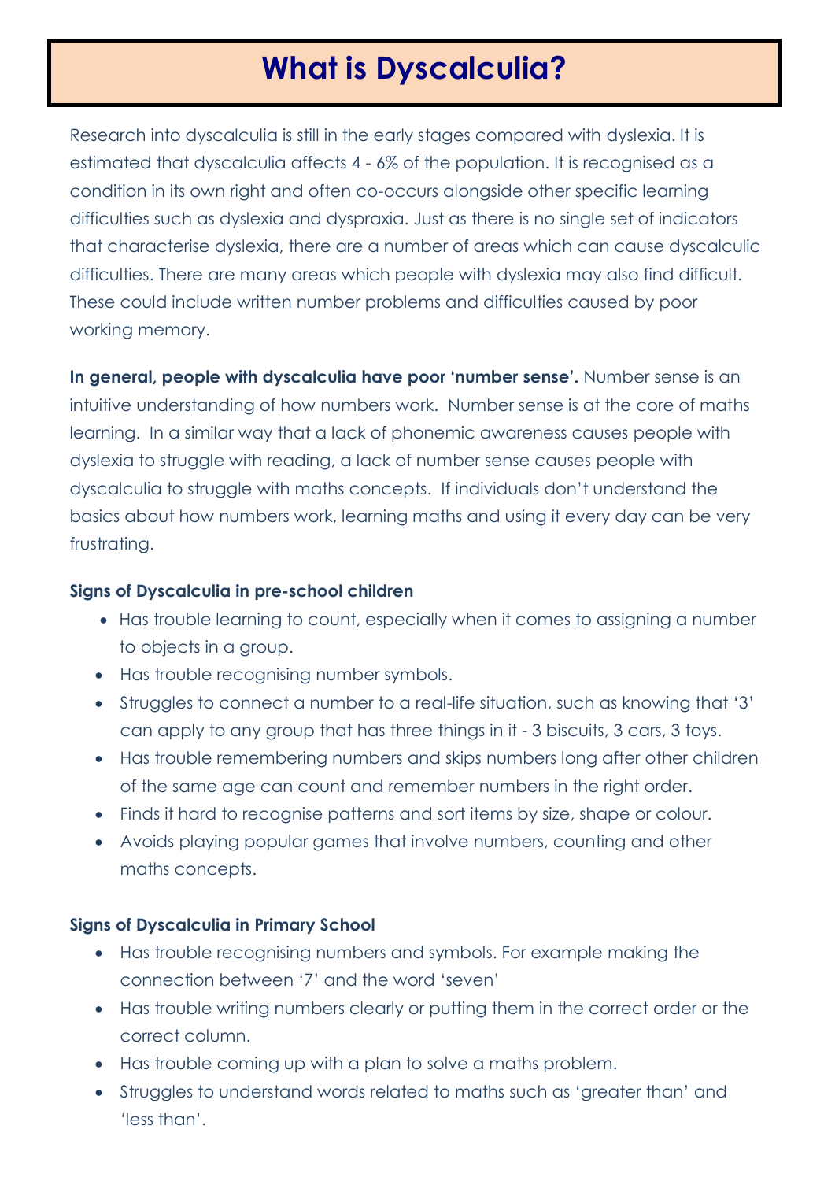# What is Dyscalculia?

Research into dyscalculia is still in the early stages compared with dyslexia. It is estimated that dyscalculia affects 4 - 6% of the population. It is recognised as a condition in its own right and often co-occurs alongside other specific learning difficulties such as dyslexia and dyspraxia. Just as there is no single set of indicators that characterise dyslexia, there are a number of areas which can cause dyscalculic difficulties. There are many areas which people with dyslexia may also find difficult. These could include written number problems and difficulties caused by poor working memory.

**In general, people with dyscalculia have poor 'number sense'.** Number sense is an intuitive understanding of how numbers work. Number sense is at the core of maths learning. In a similar way that a lack of phonemic awareness causes people with dyslexia to struggle with reading, a lack of number sense causes people with dyscalculia to struggle with maths concepts. If individuals don't understand the basics about how numbers work, learning maths and using it every day can be very frustrating.

### Signs of Dyscalculia in pre-school children

- Has trouble learning to count, especially when it comes to assigning a number to objects in a group.
- Has trouble recognising number symbols.
- Struggles to connect a number to a real-life situation, such as knowing that '3' can apply to any group that has three things in it - 3 biscuits, 3 cars, 3 toys.
- Has trouble remembering numbers and skips numbers long after other children of the same age can count and remember numbers in the right order.
- Finds it hard to recognise patterns and sort items by size, shape or colour.
- Avoids playing popular games that involve numbers, counting and other maths concepts.

### Signs of Dyscalculia in Primary School

- Has trouble recognising numbers and symbols. For example making the connection between '7' and the word 'seven'
- Has trouble writing numbers clearly or putting them in the correct order or the correct column.
- Has trouble coming up with a plan to solve a maths problem.
- Struggles to understand words related to maths such as 'greater than' and 'less than'.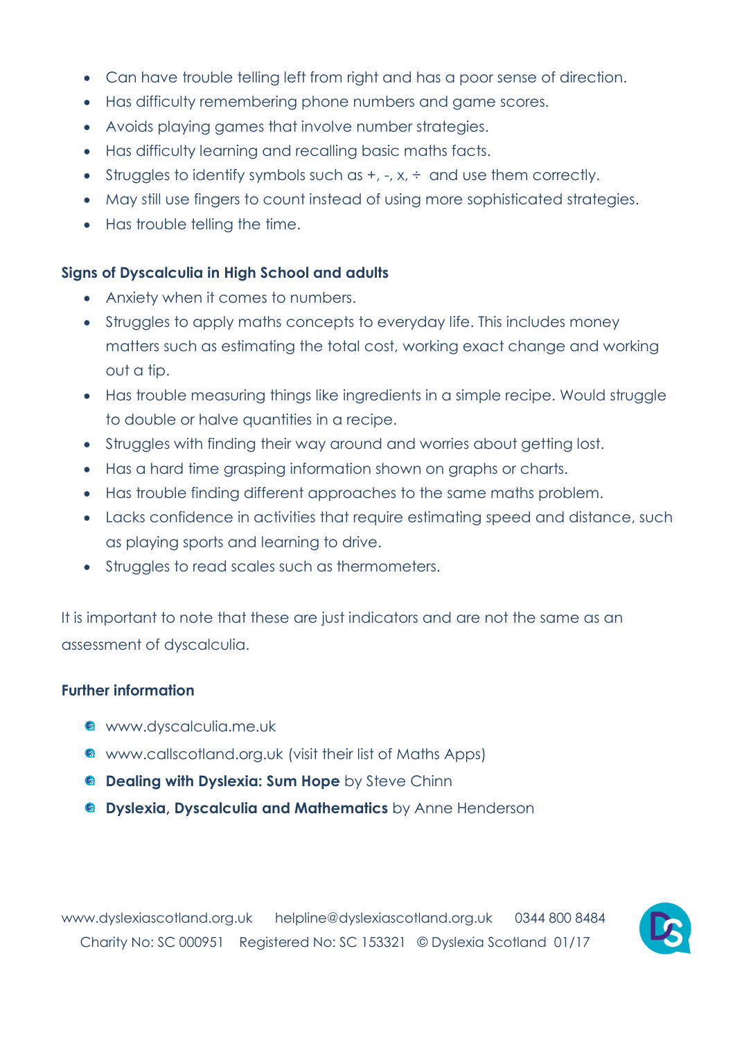- Can have trouble telling left from right and has a poor sense of direction.
- Has difficulty remembering phone numbers and game scores.
- Avoids playing games that involve number strategies.
- Has difficulty learning and recalling basic maths facts.
- Struggles to identify symbols such as +, -, x, ÷ and use them correctly.
- May still use fingers to count instead of using more sophisticated strategies.
- Has trouble telling the time.

**Signs of Dyscalculia in High School and adults**

- Anxiety when it comes to numbers.
- Struggles to apply maths concepts to everyday life. This includes money matters such as estimating the total cost, working exact change and working out a tip.
- Has trouble measuring things like ingredients in a simple recipe. Would struggle to double or halve quantities in a recipe.
- Struggles with finding their way around and worries about getting lost.
- Has a hard time grasping information shown on graphs or charts.
- Has trouble finding different approaches to the same maths problem.
- Lacks confidence in activities that require estimating speed and distance, such as playing sports and learning to drive.
- Struggles to read scales such as thermometers.

It is important to note that these are just indicators and are not the same as an assessment of dyscalculia.

**Further information**

- www.dyscalculia.me.uk
- www.callscotland.org.uk (visit their list of Maths Apps)
- **Dealing with Dyslexia: Sum Hope** by Steve Chinn
- **Dyslexia, Dyscalculia and Mathematics** by Anne Henderson

www.dyslexiascotland.org.uk helpline@dyslexiascotland.org.uk 0344 800 8484
Charity No: SC 000951 Registered No: SC 153321 © Dyslexia Scotland 01/17